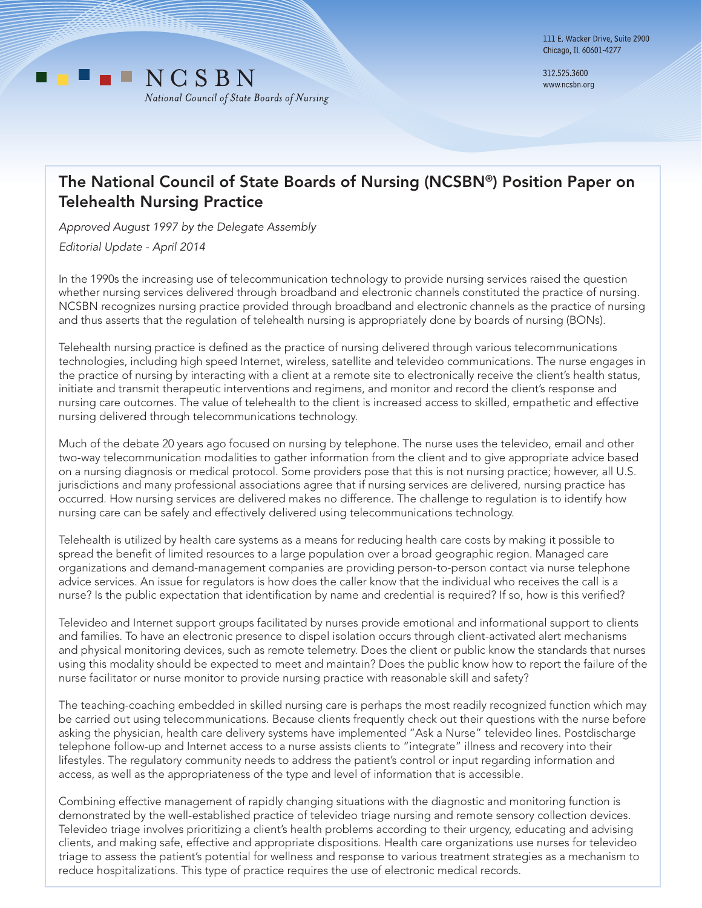NCSBN
*National Council of State Boards of Nursing*

111 E. Wacker Drive, Suite 2900
Chicago, IL 60601-4277

312.525.3600
www.ncsbn.org

# The National Council of State Boards of Nursing (NCSBN®) Position Paper on Telehealth Nursing Practice

*Approved August 1997 by the Delegate Assembly*

*Editorial Update - April 2014*

In the 1990s the increasing use of telecommunication technology to provide nursing services raised the question whether nursing services delivered through broadband and electronic channels constituted the practice of nursing. NCSBN recognizes nursing practice provided through broadband and electronic channels as the practice of nursing and thus asserts that the regulation of telehealth nursing is appropriately done by boards of nursing (BONs).

Telehealth nursing practice is defined as the practice of nursing delivered through various telecommunications technologies, including high speed Internet, wireless, satellite and televideo communications. The nurse engages in the practice of nursing by interacting with a client at a remote site to electronically receive the client's health status, initiate and transmit therapeutic interventions and regimens, and monitor and record the client's response and nursing care outcomes. The value of telehealth to the client is increased access to skilled, empathetic and effective nursing delivered through telecommunications technology.

Much of the debate 20 years ago focused on nursing by telephone. The nurse uses the televideo, email and other two-way telecommunication modalities to gather information from the client and to give appropriate advice based on a nursing diagnosis or medical protocol. Some providers pose that this is not nursing practice; however, all U.S. jurisdictions and many professional associations agree that if nursing services are delivered, nursing practice has occurred. How nursing services are delivered makes no difference. The challenge to regulation is to identify how nursing care can be safely and effectively delivered using telecommunications technology.

Telehealth is utilized by health care systems as a means for reducing health care costs by making it possible to spread the benefit of limited resources to a large population over a broad geographic region. Managed care organizations and demand-management companies are providing person-to-person contact via nurse telephone advice services. An issue for regulators is how does the caller know that the individual who receives the call is a nurse? Is the public expectation that identification by name and credential is required? If so, how is this verified?

Televideo and Internet support groups facilitated by nurses provide emotional and informational support to clients and families. To have an electronic presence to dispel isolation occurs through client-activated alert mechanisms and physical monitoring devices, such as remote telemetry. Does the client or public know the standards that nurses using this modality should be expected to meet and maintain? Does the public know how to report the failure of the nurse facilitator or nurse monitor to provide nursing practice with reasonable skill and safety?

The teaching-coaching embedded in skilled nursing care is perhaps the most readily recognized function which may be carried out using telecommunications. Because clients frequently check out their questions with the nurse before asking the physician, health care delivery systems have implemented "Ask a Nurse" televideo lines. Postdischarge telephone follow-up and Internet access to a nurse assists clients to "integrate" illness and recovery into their lifestyles. The regulatory community needs to address the patient's control or input regarding information and access, as well as the appropriateness of the type and level of information that is accessible.

Combining effective management of rapidly changing situations with the diagnostic and monitoring function is demonstrated by the well-established practice of televideo triage nursing and remote sensory collection devices. Televideo triage involves prioritizing a client's health problems according to their urgency, educating and advising clients, and making safe, effective and appropriate dispositions. Health care organizations use nurses for televideo triage to assess the patient's potential for wellness and response to various treatment strategies as a mechanism to reduce hospitalizations. This type of practice requires the use of electronic medical records.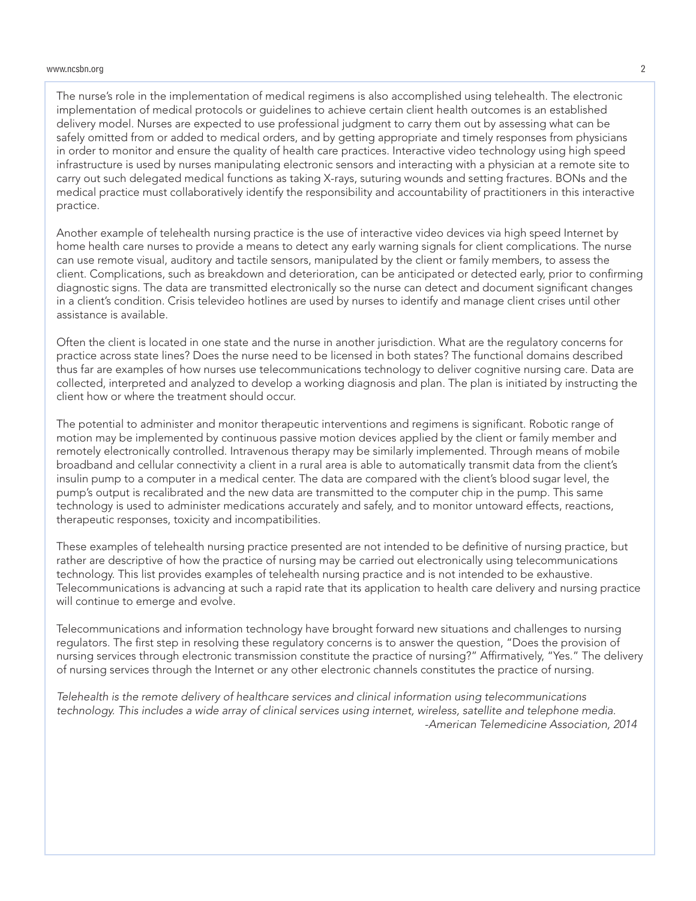The nurse's role in the implementation of medical regimens is also accomplished using telehealth. The electronic implementation of medical protocols or guidelines to achieve certain client health outcomes is an established delivery model. Nurses are expected to use professional judgment to carry them out by assessing what can be safely omitted from or added to medical orders, and by getting appropriate and timely responses from physicians in order to monitor and ensure the quality of health care practices. Interactive video technology using high speed infrastructure is used by nurses manipulating electronic sensors and interacting with a physician at a remote site to carry out such delegated medical functions as taking X-rays, suturing wounds and setting fractures. BONs and the medical practice must collaboratively identify the responsibility and accountability of practitioners in this interactive practice.

Another example of telehealth nursing practice is the use of interactive video devices via high speed Internet by home health care nurses to provide a means to detect any early warning signals for client complications. The nurse can use remote visual, auditory and tactile sensors, manipulated by the client or family members, to assess the client. Complications, such as breakdown and deterioration, can be anticipated or detected early, prior to confirming diagnostic signs. The data are transmitted electronically so the nurse can detect and document significant changes in a client's condition. Crisis televideo hotlines are used by nurses to identify and manage client crises until other assistance is available.

Often the client is located in one state and the nurse in another jurisdiction. What are the regulatory concerns for practice across state lines? Does the nurse need to be licensed in both states? The functional domains described thus far are examples of how nurses use telecommunications technology to deliver cognitive nursing care. Data are collected, interpreted and analyzed to develop a working diagnosis and plan. The plan is initiated by instructing the client how or where the treatment should occur.

The potential to administer and monitor therapeutic interventions and regimens is significant. Robotic range of motion may be implemented by continuous passive motion devices applied by the client or family member and remotely electronically controlled. Intravenous therapy may be similarly implemented. Through means of mobile broadband and cellular connectivity a client in a rural area is able to automatically transmit data from the client's insulin pump to a computer in a medical center. The data are compared with the client's blood sugar level, the pump's output is recalibrated and the new data are transmitted to the computer chip in the pump. This same technology is used to administer medications accurately and safely, and to monitor untoward effects, reactions, therapeutic responses, toxicity and incompatibilities.

These examples of telehealth nursing practice presented are not intended to be definitive of nursing practice, but rather are descriptive of how the practice of nursing may be carried out electronically using telecommunications technology. This list provides examples of telehealth nursing practice and is not intended to be exhaustive. Telecommunications is advancing at such a rapid rate that its application to health care delivery and nursing practice will continue to emerge and evolve.

Telecommunications and information technology have brought forward new situations and challenges to nursing regulators. The first step in resolving these regulatory concerns is to answer the question, "Does the provision of nursing services through electronic transmission constitute the practice of nursing?" Affirmatively, "Yes." The delivery of nursing services through the Internet or any other electronic channels constitutes the practice of nursing.

*Telehealth is the remote delivery of healthcare services and clinical information using telecommunications technology. This includes a wide array of clinical services using internet, wireless, satellite and telephone media.*

*-American Telemedicine Association, 2014*